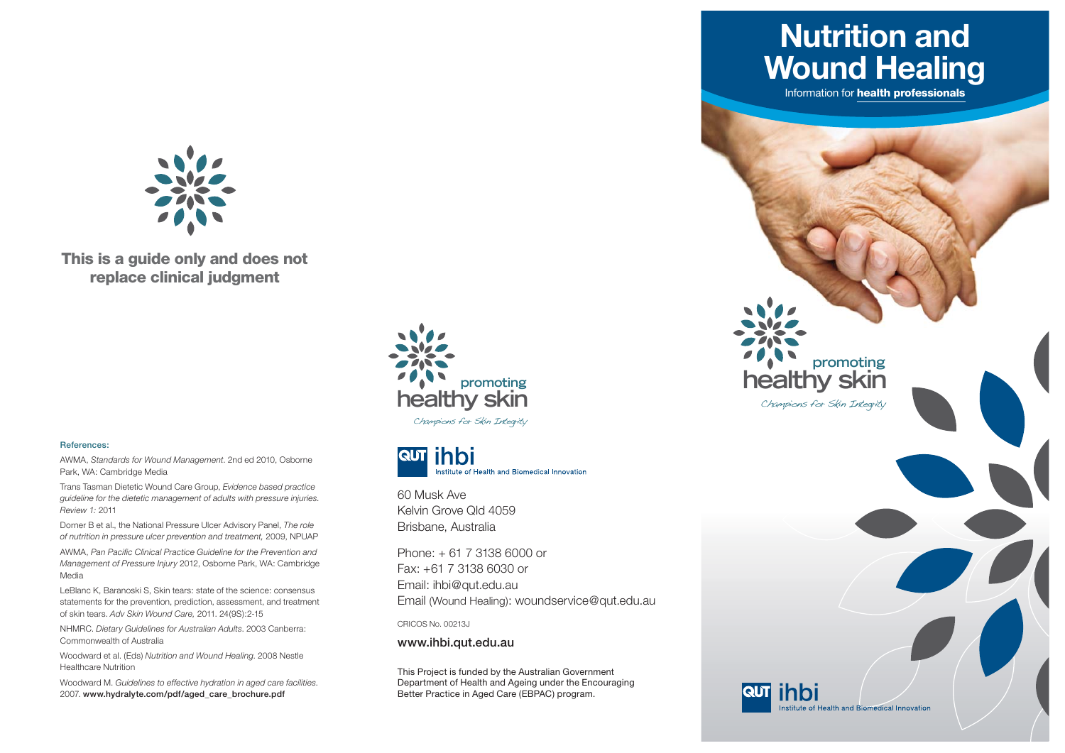# Nutrition and Wound Healing

Information for **health professionals**

promoting healthy skin

*Champions for Skin Integrity*

QUT ihbi Institute of Health and Biomedical Innovation

**This is a guide only and does not replace clinical judgment**

**References:**

AWMA, *Standards for Wound Management*. 2nd ed 2010, Osborne Park, WA: Cambridge Media

Trans Tasman Dietetic Wound Care Group, *Evidence based practice guideline for the dietetic management of adults with pressure injuries. Review 1:* 2011

Dorner B et al., the National Pressure Ulcer Advisory Panel, *The role of nutrition in pressure ulcer prevention and treatment,* 2009, NPUAP

AWMA, *Pan Pacific Clinical Practice Guideline for the Prevention and Management of Pressure Injury* 2012, Osborne Park, WA: Cambridge Media

LeBlanc K, Baranoski S, Skin tears: state of the science: consensus statements for the prevention, prediction, assessment, and treatment of skin tears. *Adv Skin Wound Care,* 2011. 24(9S):2-15

NHMRC. *Dietary Guidelines for Australian Adults*. 2003 Canberra: Commonwealth of Australia

Woodward et al. (Eds) *Nutrition and Wound Healing*. 2008 Nestle Healthcare Nutrition

Woodward M. *Guidelines to effective hydration in aged care facilities*. 2007. **www.hydralyte.com/pdf/aged_care_brochure.pdf**

promoting healthy skin

*Champions for Skin Integrity*

QUT ihbi Institute of Health and Biomedical Innovation

60 Musk Ave
Kelvin Grove Qld 4059
Brisbane, Australia

Phone: + 61 7 3138 6000 or
Fax: +61 7 3138 6030 or
Email: ihbi@qut.edu.au
Email (Wound Healing): woundservice@qut.edu.au

CRICOS No. 00213J

**www.ihbi.qut.edu.au**

This Project is funded by the Australian Government Department of Health and Ageing under the Encouraging Better Practice in Aged Care (EBPAC) program.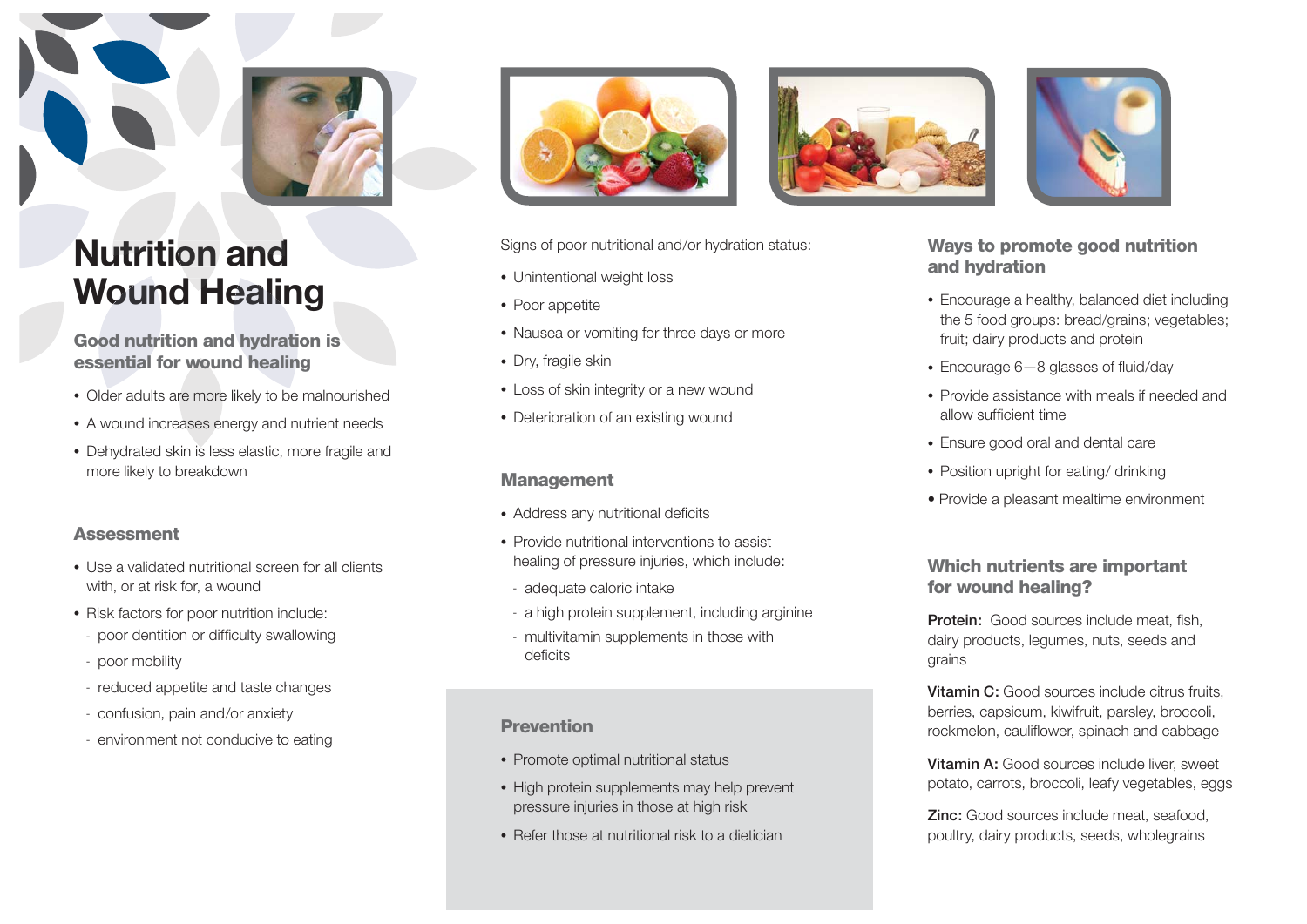# Nutrition and Wound Healing

## Good nutrition and hydration is essential for wound healing

- Older adults are more likely to be malnourished
- A wound increases energy and nutrient needs
- Dehydrated skin is less elastic, more fragile and more likely to breakdown

## Assessment

- Use a validated nutritional screen for all clients with, or at risk for, a wound
- Risk factors for poor nutrition include:
  - poor dentition or difficulty swallowing
  - poor mobility
  - reduced appetite and taste changes
  - confusion, pain and/or anxiety
  - environment not conducive to eating

Signs of poor nutritional and/or hydration status:

- Unintentional weight loss
- Poor appetite
- Nausea or vomiting for three days or more
- Dry, fragile skin
- Loss of skin integrity or a new wound
- Deterioration of an existing wound

## Management

- Address any nutritional deficits
- Provide nutritional interventions to assist healing of pressure injuries, which include:
  - adequate caloric intake
  - a high protein supplement, including arginine
  - multivitamin supplements in those with deficits

## Prevention

- Promote optimal nutritional status
- High protein supplements may help prevent pressure injuries in those at high risk
- Refer those at nutritional risk to a dietician

## Ways to promote good nutrition and hydration

- Encourage a healthy, balanced diet including the 5 food groups: bread/grains; vegetables; fruit; dairy products and protein
- Encourage 6—8 glasses of fluid/day
- Provide assistance with meals if needed and allow sufficient time
- Ensure good oral and dental care
- Position upright for eating/ drinking
- Provide a pleasant mealtime environment

## Which nutrients are important for wound healing?

**Protein:** Good sources include meat, fish, dairy products, legumes, nuts, seeds and grains

**Vitamin C:** Good sources include citrus fruits, berries, capsicum, kiwifruit, parsley, broccoli, rockmelon, cauliflower, spinach and cabbage

**Vitamin A:** Good sources include liver, sweet potato, carrots, broccoli, leafy vegetables, eggs

**Zinc:** Good sources include meat, seafood, poultry, dairy products, seeds, wholegrains